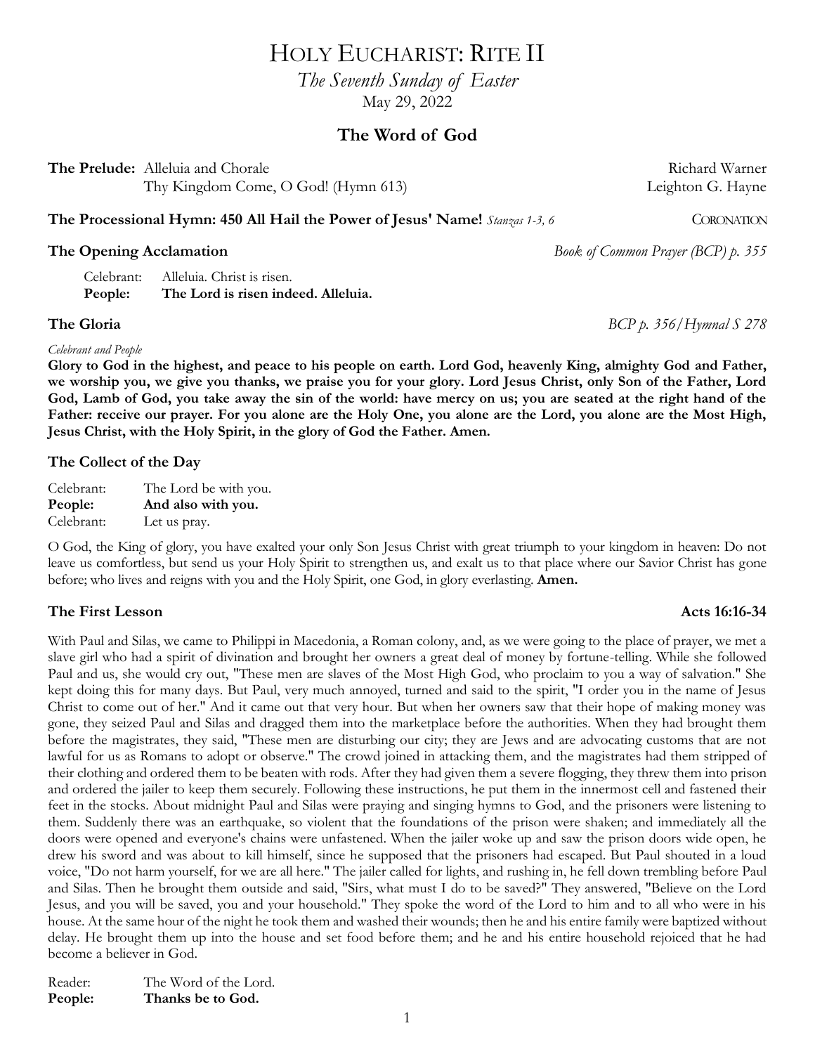# HOLY EUCHARIST: RITE II

*The Seventh Sunday of Easter*

May 29, 2022

## The Word of God

**The Prelude:** Alleluia and Chorale — Richard Warner
Thy Kingdom Come, O God! (Hymn 613) — Leighton G. Hayne

**The Processional Hymn: 450 All Hail the Power of Jesus' Name!** *Stanzas 1-3, 6* — CORONATION

**The Opening Acclamation** — *Book of Common Prayer (BCP) p. 355*

Celebrant: Alleluia. Christ is risen.
**People: The Lord is risen indeed. Alleluia.**

**The Gloria** — *BCP p. 356/Hymnal S 278*

*Celebrant and People*

**Glory to God in the highest, and peace to his people on earth. Lord God, heavenly King, almighty God and Father, we worship you, we give you thanks, we praise you for your glory. Lord Jesus Christ, only Son of the Father, Lord God, Lamb of God, you take away the sin of the world: have mercy on us; you are seated at the right hand of the Father: receive our prayer. For you alone are the Holy One, you alone are the Lord, you alone are the Most High, Jesus Christ, with the Holy Spirit, in the glory of God the Father. Amen.**

### The Collect of the Day

Celebrant: The Lord be with you.
**People: And also with you.**
Celebrant: Let us pray.

O God, the King of glory, you have exalted your only Son Jesus Christ with great triumph to your kingdom in heaven: Do not leave us comfortless, but send us your Holy Spirit to strengthen us, and exalt us to that place where our Savior Christ has gone before; who lives and reigns with you and the Holy Spirit, one God, in glory everlasting. **Amen.**

### The First Lesson — Acts 16:16-34

With Paul and Silas, we came to Philippi in Macedonia, a Roman colony, and, as we were going to the place of prayer, we met a slave girl who had a spirit of divination and brought her owners a great deal of money by fortune-telling. While she followed Paul and us, she would cry out, "These men are slaves of the Most High God, who proclaim to you a way of salvation." She kept doing this for many days. But Paul, very much annoyed, turned and said to the spirit, "I order you in the name of Jesus Christ to come out of her." And it came out that very hour. But when her owners saw that their hope of making money was gone, they seized Paul and Silas and dragged them into the marketplace before the authorities. When they had brought them before the magistrates, they said, "These men are disturbing our city; they are Jews and are advocating customs that are not lawful for us as Romans to adopt or observe." The crowd joined in attacking them, and the magistrates had them stripped of their clothing and ordered them to be beaten with rods. After they had given them a severe flogging, they threw them into prison and ordered the jailer to keep them securely. Following these instructions, he put them in the innermost cell and fastened their feet in the stocks. About midnight Paul and Silas were praying and singing hymns to God, and the prisoners were listening to them. Suddenly there was an earthquake, so violent that the foundations of the prison were shaken; and immediately all the doors were opened and everyone's chains were unfastened. When the jailer woke up and saw the prison doors wide open, he drew his sword and was about to kill himself, since he supposed that the prisoners had escaped. But Paul shouted in a loud voice, "Do not harm yourself, for we are all here." The jailer called for lights, and rushing in, he fell down trembling before Paul and Silas. Then he brought them outside and said, "Sirs, what must I do to be saved?" They answered, "Believe on the Lord Jesus, and you will be saved, you and your household." They spoke the word of the Lord to him and to all who were in his house. At the same hour of the night he took them and washed their wounds; then he and his entire family were baptized without delay. He brought them up into the house and set food before them; and he and his entire household rejoiced that he had become a believer in God.

Reader: The Word of the Lord.
**People: Thanks be to God.**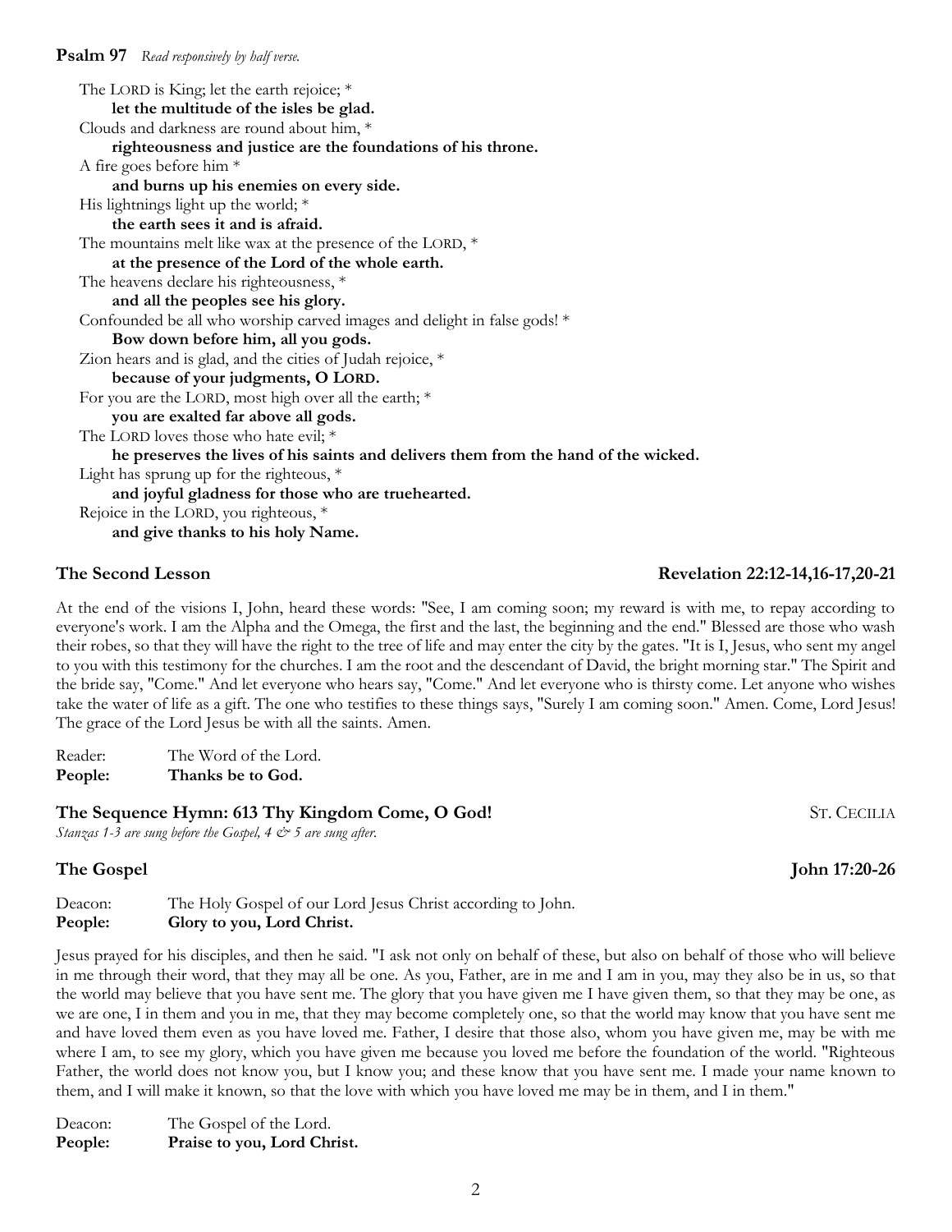**Psalm 97** *Read responsively by half verse.*

The LORD is King; let the earth rejoice; *
**let the multitude of the isles be glad.**
Clouds and darkness are round about him, *
**righteousness and justice are the foundations of his throne.**
A fire goes before him *
**and burns up his enemies on every side.**
His lightnings light up the world; *
**the earth sees it and is afraid.**
The mountains melt like wax at the presence of the LORD, *
**at the presence of the Lord of the whole earth.**
The heavens declare his righteousness, *
**and all the peoples see his glory.**
Confounded be all who worship carved images and delight in false gods! *
**Bow down before him, all you gods.**
Zion hears and is glad, and the cities of Judah rejoice, *
**because of your judgments, O LORD.**
For you are the LORD, most high over all the earth; *
**you are exalted far above all gods.**
The LORD loves those who hate evil; *
**he preserves the lives of his saints and delivers them from the hand of the wicked.**
Light has sprung up for the righteous, *
**and joyful gladness for those who are truehearted.**
Rejoice in the LORD, you righteous, *
**and give thanks to his holy Name.**

**The Second Lesson** **Revelation 22:12-14,16-17,20-21**

At the end of the visions I, John, heard these words: "See, I am coming soon; my reward is with me, to repay according to everyone's work. I am the Alpha and the Omega, the first and the last, the beginning and the end." Blessed are those who wash their robes, so that they will have the right to the tree of life and may enter the city by the gates. "It is I, Jesus, who sent my angel to you with this testimony for the churches. I am the root and the descendant of David, the bright morning star." The Spirit and the bride say, "Come." And let everyone who hears say, "Come." And let everyone who is thirsty come. Let anyone who wishes take the water of life as a gift. The one who testifies to these things says, "Surely I am coming soon." Amen. Come, Lord Jesus! The grace of the Lord Jesus be with all the saints. Amen.

Reader: The Word of the Lord.
**People: Thanks be to God.**

**The Sequence Hymn: 613 Thy Kingdom Come, O God!** ST. CECILIA
*Stanzas 1-3 are sung before the Gospel, 4 & 5 are sung after.*

**The Gospel** **John 17:20-26**

Deacon: The Holy Gospel of our Lord Jesus Christ according to John.
**People: Glory to you, Lord Christ.**

Jesus prayed for his disciples, and then he said. "I ask not only on behalf of these, but also on behalf of those who will believe in me through their word, that they may all be one. As you, Father, are in me and I am in you, may they also be in us, so that the world may believe that you have sent me. The glory that you have given me I have given them, so that they may be one, as we are one, I in them and you in me, that they may become completely one, so that the world may know that you have sent me and have loved them even as you have loved me. Father, I desire that those also, whom you have given me, may be with me where I am, to see my glory, which you have given me because you loved me before the foundation of the world. "Righteous Father, the world does not know you, but I know you; and these know that you have sent me. I made your name known to them, and I will make it known, so that the love with which you have loved me may be in them, and I in them."

Deacon: The Gospel of the Lord.
**People: Praise to you, Lord Christ.**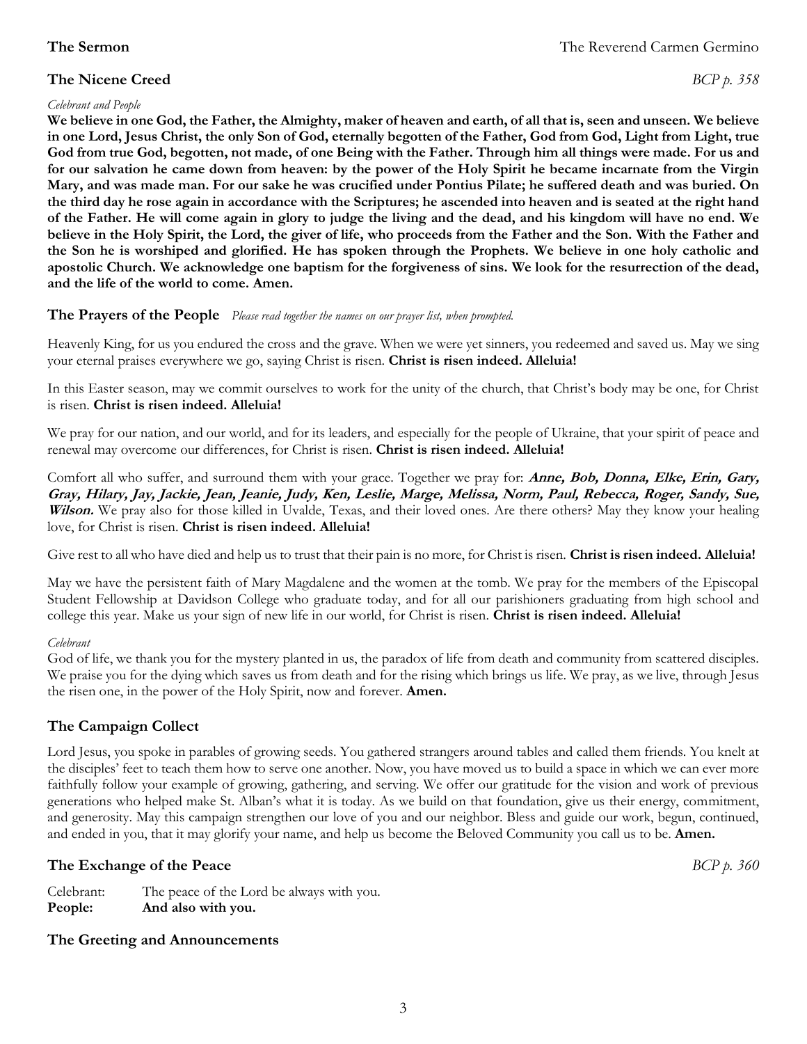**The Sermon** The Reverend Carmen Germino

**The Nicene Creed** *BCP p. 358*

*Celebrant and People*

**We believe in one God, the Father, the Almighty, maker of heaven and earth, of all that is, seen and unseen. We believe in one Lord, Jesus Christ, the only Son of God, eternally begotten of the Father, God from God, Light from Light, true God from true God, begotten, not made, of one Being with the Father. Through him all things were made. For us and for our salvation he came down from heaven: by the power of the Holy Spirit he became incarnate from the Virgin Mary, and was made man. For our sake he was crucified under Pontius Pilate; he suffered death and was buried. On the third day he rose again in accordance with the Scriptures; he ascended into heaven and is seated at the right hand of the Father. He will come again in glory to judge the living and the dead, and his kingdom will have no end. We believe in the Holy Spirit, the Lord, the giver of life, who proceeds from the Father and the Son. With the Father and the Son he is worshiped and glorified. He has spoken through the Prophets. We believe in one holy catholic and apostolic Church. We acknowledge one baptism for the forgiveness of sins. We look for the resurrection of the dead, and the life of the world to come. Amen.**

**The Prayers of the People** *Please read together the names on our prayer list, when prompted.*

Heavenly King, for us you endured the cross and the grave. When we were yet sinners, you redeemed and saved us. May we sing your eternal praises everywhere we go, saying Christ is risen. **Christ is risen indeed. Alleluia!**

In this Easter season, may we commit ourselves to work for the unity of the church, that Christ's body may be one, for Christ is risen. **Christ is risen indeed. Alleluia!**

We pray for our nation, and our world, and for its leaders, and especially for the people of Ukraine, that your spirit of peace and renewal may overcome our differences, for Christ is risen. **Christ is risen indeed. Alleluia!**

Comfort all who suffer, and surround them with your grace. Together we pray for: ***Anne, Bob, Donna, Elke, Erin, Gary, Gray, Hilary, Jay, Jackie, Jean, Jeanie, Judy, Ken, Leslie, Marge, Melissa, Norm, Paul, Rebecca, Roger, Sandy, Sue, Wilson.*** We pray also for those killed in Uvalde, Texas, and their loved ones. Are there others? May they know your healing love, for Christ is risen. **Christ is risen indeed. Alleluia!**

Give rest to all who have died and help us to trust that their pain is no more, for Christ is risen. **Christ is risen indeed. Alleluia!**

May we have the persistent faith of Mary Magdalene and the women at the tomb. We pray for the members of the Episcopal Student Fellowship at Davidson College who graduate today, and for all our parishioners graduating from high school and college this year. Make us your sign of new life in our world, for Christ is risen. **Christ is risen indeed. Alleluia!**

*Celebrant*

God of life, we thank you for the mystery planted in us, the paradox of life from death and community from scattered disciples. We praise you for the dying which saves us from death and for the rising which brings us life. We pray, as we live, through Jesus the risen one, in the power of the Holy Spirit, now and forever. **Amen.**

**The Campaign Collect**

Lord Jesus, you spoke in parables of growing seeds. You gathered strangers around tables and called them friends. You knelt at the disciples' feet to teach them how to serve one another. Now, you have moved us to build a space in which we can ever more faithfully follow your example of growing, gathering, and serving. We offer our gratitude for the vision and work of previous generations who helped make St. Alban's what it is today. As we build on that foundation, give us their energy, commitment, and generosity. May this campaign strengthen our love of you and our neighbor. Bless and guide our work, begun, continued, and ended in you, that it may glorify your name, and help us become the Beloved Community you call us to be. **Amen.**

**The Exchange of the Peace** *BCP p. 360*

Celebrant: The peace of the Lord be always with you.
**People: And also with you.**

**The Greeting and Announcements**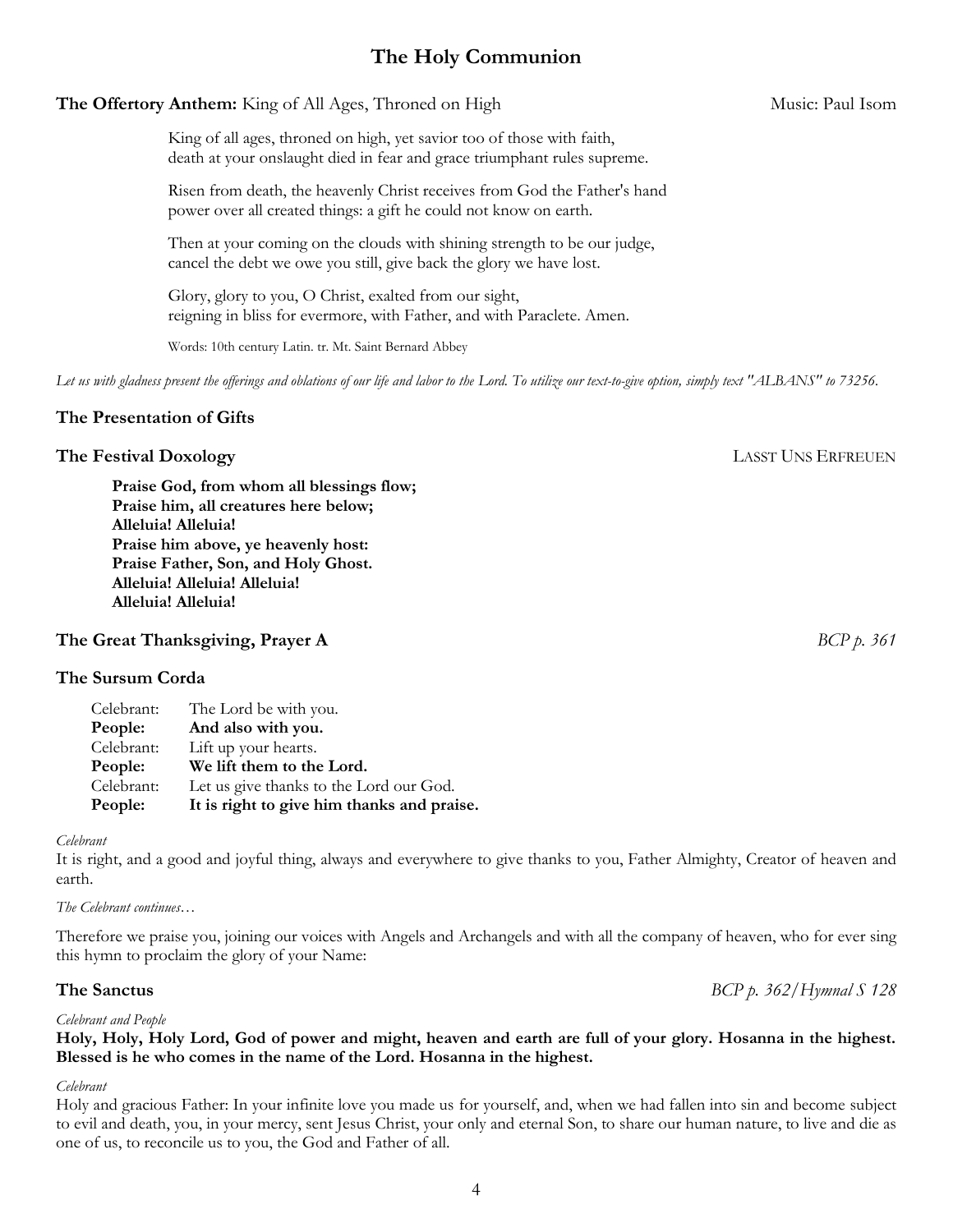## The Holy Communion

**The Offertory Anthem:** King of All Ages, Throned on High Music: Paul Isom

King of all ages, throned on high, yet savior too of those with faith,
death at your onslaught died in fear and grace triumphant rules supreme.

Risen from death, the heavenly Christ receives from God the Father's hand
power over all created things: a gift he could not know on earth.

Then at your coming on the clouds with shining strength to be our judge,
cancel the debt we owe you still, give back the glory we have lost.

Glory, glory to you, O Christ, exalted from our sight,
reigning in bliss for evermore, with Father, and with Paraclete. Amen.

Words: 10th century Latin. tr. Mt. Saint Bernard Abbey

*Let us with gladness present the offerings and oblations of our life and labor to the Lord. To utilize our text-to-give option, simply text "ALBANS" to 73256.*

### The Presentation of Gifts

### The Festival Doxology LASST UNS ERFREUEN

**Praise God, from whom all blessings flow;**
**Praise him, all creatures here below;**
**Alleluia! Alleluia!**
**Praise him above, ye heavenly host:**
**Praise Father, Son, and Holy Ghost.**
**Alleluia! Alleluia! Alleluia!**
**Alleluia! Alleluia!**

### The Great Thanksgiving, Prayer A *BCP p. 361*

### The Sursum Corda

Celebrant: The Lord be with you.
**People: And also with you.**
Celebrant: Lift up your hearts.
**People: We lift them to the Lord.**
Celebrant: Let us give thanks to the Lord our God.
**People: It is right to give him thanks and praise.**

*Celebrant*

It is right, and a good and joyful thing, always and everywhere to give thanks to you, Father Almighty, Creator of heaven and earth.

*The Celebrant continues…*

Therefore we praise you, joining our voices with Angels and Archangels and with all the company of heaven, who for ever sing this hymn to proclaim the glory of your Name:

### The Sanctus *BCP p. 362/Hymnal S 128*

*Celebrant and People*

**Holy, Holy, Holy Lord, God of power and might, heaven and earth are full of your glory. Hosanna in the highest. Blessed is he who comes in the name of the Lord. Hosanna in the highest.**

*Celebrant*

Holy and gracious Father: In your infinite love you made us for yourself, and, when we had fallen into sin and become subject to evil and death, you, in your mercy, sent Jesus Christ, your only and eternal Son, to share our human nature, to live and die as one of us, to reconcile us to you, the God and Father of all.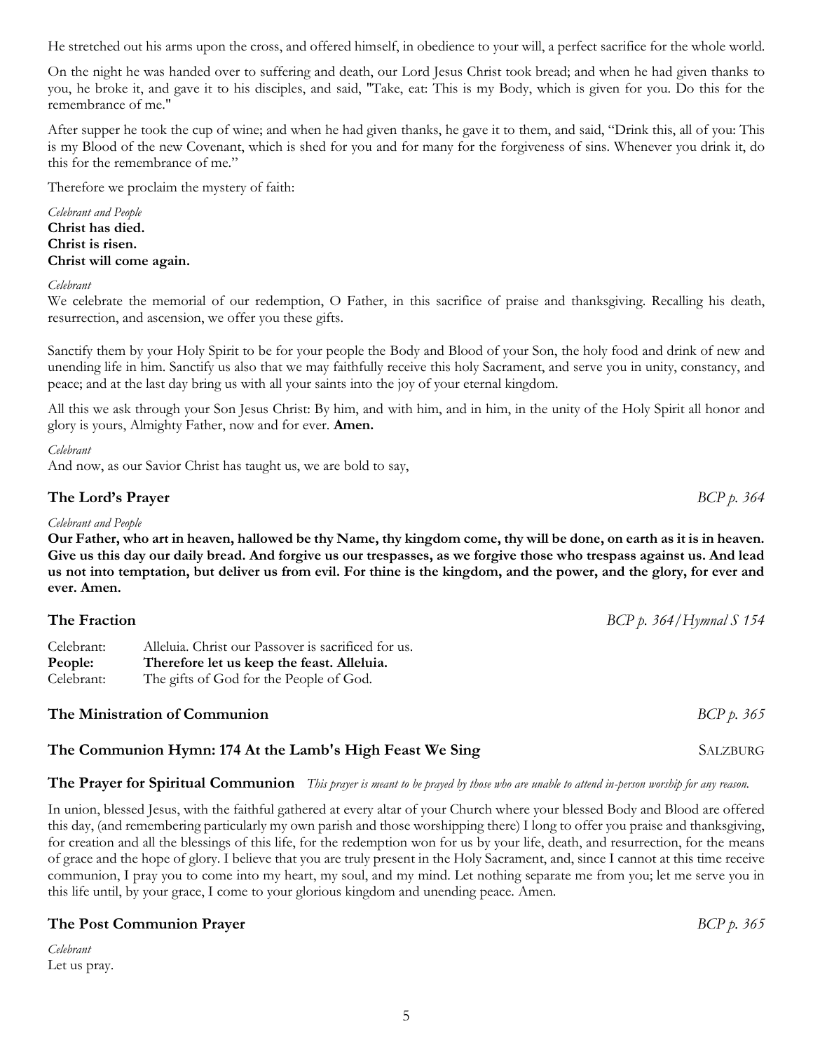He stretched out his arms upon the cross, and offered himself, in obedience to your will, a perfect sacrifice for the whole world.

On the night he was handed over to suffering and death, our Lord Jesus Christ took bread; and when he had given thanks to you, he broke it, and gave it to his disciples, and said, "Take, eat: This is my Body, which is given for you. Do this for the remembrance of me."

After supper he took the cup of wine; and when he had given thanks, he gave it to them, and said, "Drink this, all of you: This is my Blood of the new Covenant, which is shed for you and for many for the forgiveness of sins. Whenever you drink it, do this for the remembrance of me."

Therefore we proclaim the mystery of faith:

*Celebrant and People*
**Christ has died.**
**Christ is risen.**
**Christ will come again.**

*Celebrant*
We celebrate the memorial of our redemption, O Father, in this sacrifice of praise and thanksgiving. Recalling his death, resurrection, and ascension, we offer you these gifts.

Sanctify them by your Holy Spirit to be for your people the Body and Blood of your Son, the holy food and drink of new and unending life in him. Sanctify us also that we may faithfully receive this holy Sacrament, and serve you in unity, constancy, and peace; and at the last day bring us with all your saints into the joy of your eternal kingdom.

All this we ask through your Son Jesus Christ: By him, and with him, and in him, in the unity of the Holy Spirit all honor and glory is yours, Almighty Father, now and for ever. **Amen.**

*Celebrant*
And now, as our Savior Christ has taught us, we are bold to say,

## The Lord's Prayer *BCP p. 364*

*Celebrant and People*
**Our Father, who art in heaven, hallowed be thy Name, thy kingdom come, thy will be done, on earth as it is in heaven. Give us this day our daily bread. And forgive us our trespasses, as we forgive those who trespass against us. And lead us not into temptation, but deliver us from evil. For thine is the kingdom, and the power, and the glory, for ever and ever. Amen.**

## The Fraction *BCP p. 364/Hymnal S 154*

Celebrant: Alleluia. Christ our Passover is sacrificed for us.
**People: Therefore let us keep the feast. Alleluia.**
Celebrant: The gifts of God for the People of God.

## The Ministration of Communion *BCP p. 365*

## The Communion Hymn: 174 At the Lamb's High Feast We Sing SALZBURG

## The Prayer for Spiritual Communion *This prayer is meant to be prayed by those who are unable to attend in-person worship for any reason.*

In union, blessed Jesus, with the faithful gathered at every altar of your Church where your blessed Body and Blood are offered this day, (and remembering particularly my own parish and those worshipping there) I long to offer you praise and thanksgiving, for creation and all the blessings of this life, for the redemption won for us by your life, death, and resurrection, for the means of grace and the hope of glory. I believe that you are truly present in the Holy Sacrament, and, since I cannot at this time receive communion, I pray you to come into my heart, my soul, and my mind. Let nothing separate me from you; let me serve you in this life until, by your grace, I come to your glorious kingdom and unending peace. Amen.

## The Post Communion Prayer *BCP p. 365*

*Celebrant*
Let us pray.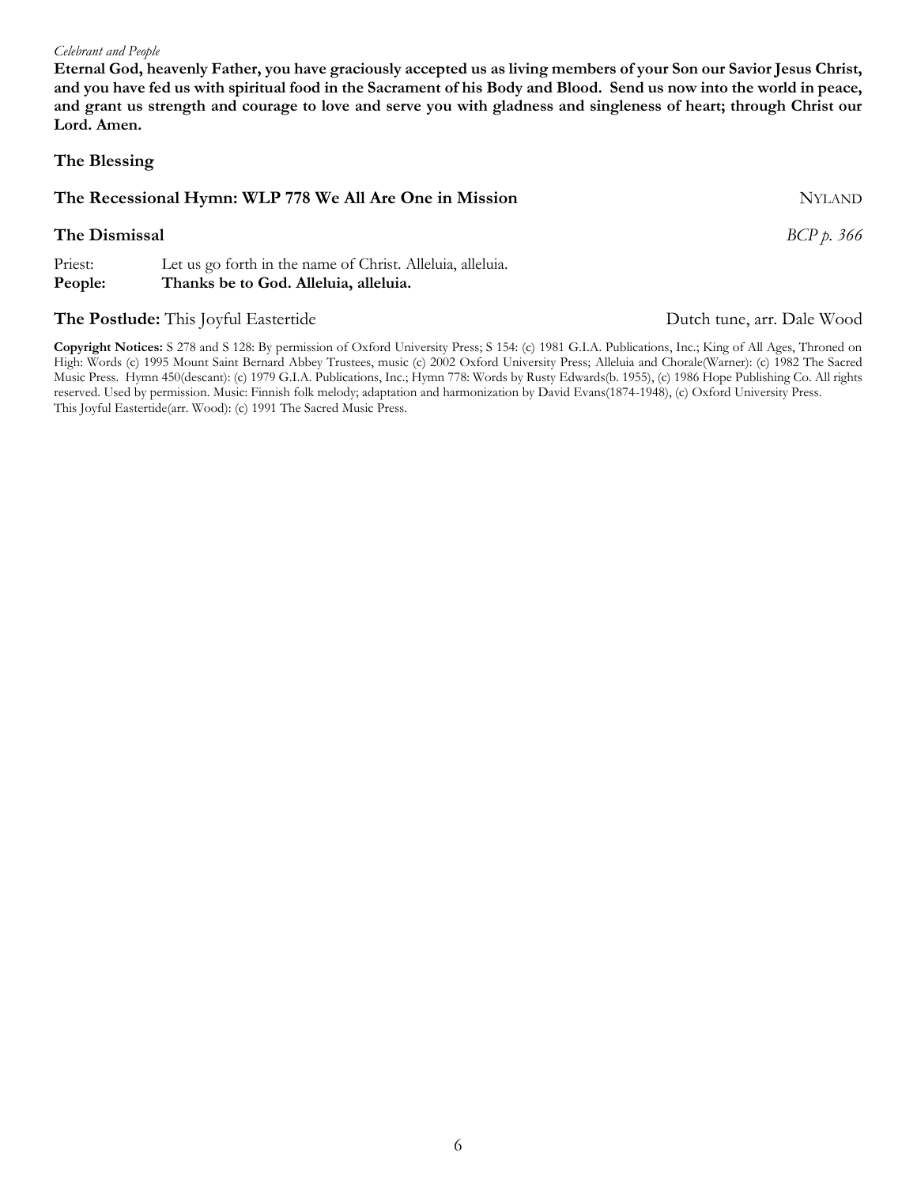*Celebrant and People*

**Eternal God, heavenly Father, you have graciously accepted us as living members of your Son our Savior Jesus Christ, and you have fed us with spiritual food in the Sacrament of his Body and Blood. Send us now into the world in peace, and grant us strength and courage to love and serve you with gladness and singleness of heart; through Christ our Lord. Amen.**

**The Blessing**

**The Recessional Hymn: WLP 778 We All Are One in Mission** NYLAND

**The Dismissal** *BCP p. 366*

Priest: Let us go forth in the name of Christ. Alleluia, alleluia.
**People: Thanks be to God. Alleluia, alleluia.**

**The Postlude:** This Joyful Eastertide Dutch tune, arr. Dale Wood

**Copyright Notices:** S 278 and S 128: By permission of Oxford University Press; S 154: (c) 1981 G.I.A. Publications, Inc.; King of All Ages, Throned on High: Words (c) 1995 Mount Saint Bernard Abbey Trustees, music (c) 2002 Oxford University Press; Alleluia and Chorale(Warner): (c) 1982 The Sacred Music Press. Hymn 450(descant): (c) 1979 G.I.A. Publications, Inc.; Hymn 778: Words by Rusty Edwards(b. 1955), (c) 1986 Hope Publishing Co. All rights reserved. Used by permission. Music: Finnish folk melody; adaptation and harmonization by David Evans(1874-1948), (c) Oxford University Press.
This Joyful Eastertide(arr. Wood): (c) 1991 The Sacred Music Press.